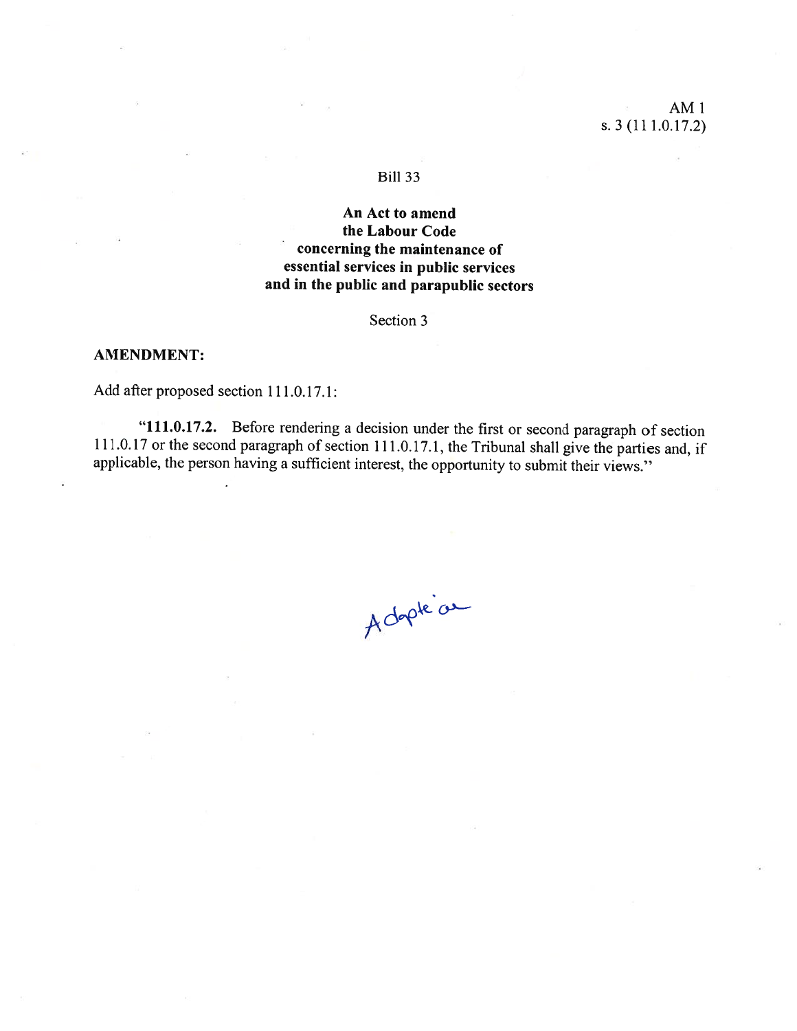AM 1
s. 3 (111.0.17.2)

Bill 33

**An Act to amend the Labour Code concerning the maintenance of essential services in public services and in the public and parapublic sectors**

Section 3

**AMENDMENT:**

Add after proposed section 111.0.17.1:

"**111.0.17.2.** Before rendering a decision under the first or second paragraph of section 111.0.17 or the second paragraph of section 111.0.17.1, the Tribunal shall give the parties and, if applicable, the person having a sufficient interest, the opportunity to submit their views."

Adopté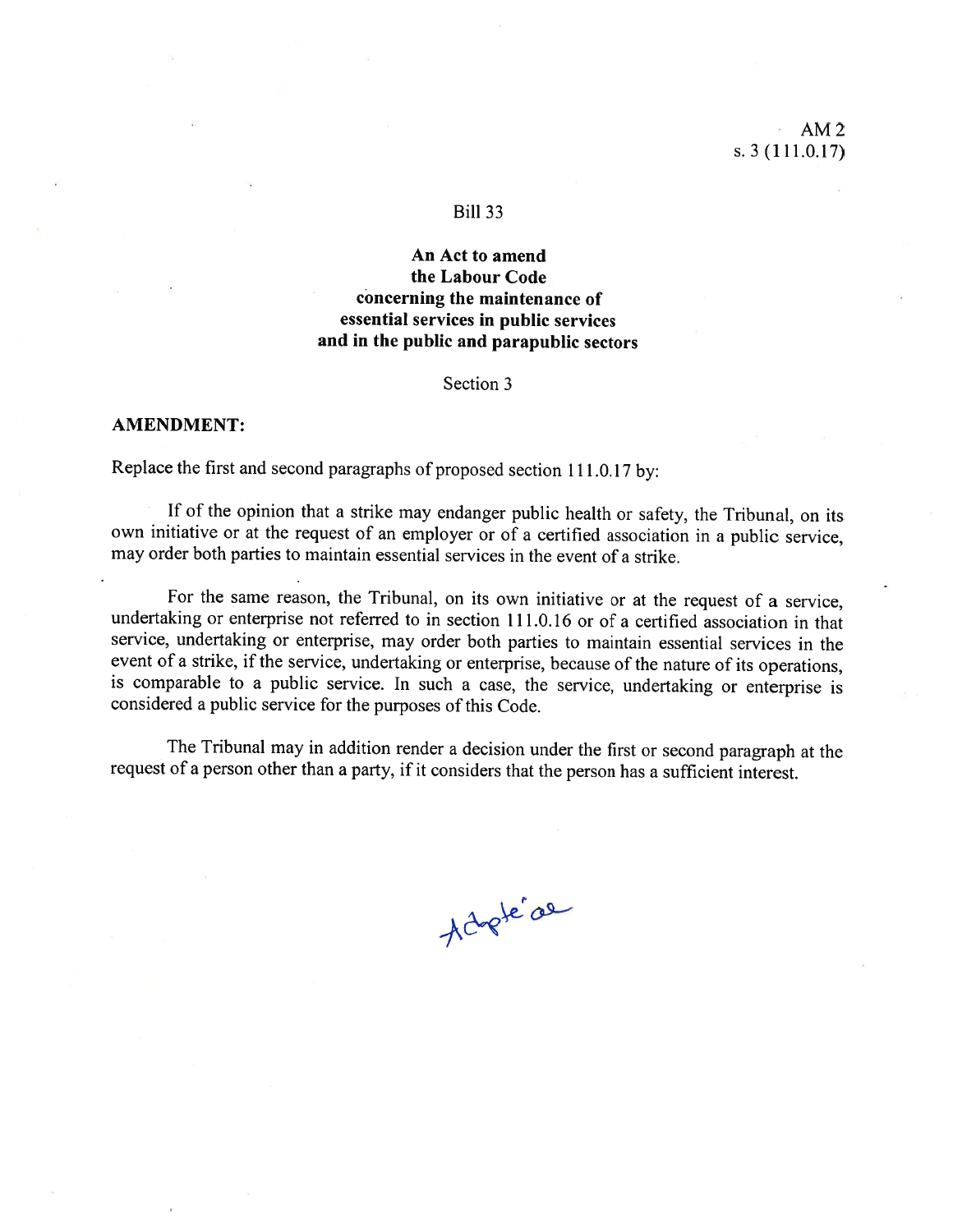AM 2
s. 3 (111.0.17)

Bill 33

**An Act to amend the Labour Code concerning the maintenance of essential services in public services and in the public and parapublic sectors**

Section 3

**AMENDMENT:**

Replace the first and second paragraphs of proposed section 111.0.17 by:

If of the opinion that a strike may endanger public health or safety, the Tribunal, on its own initiative or at the request of an employer or of a certified association in a public service, may order both parties to maintain essential services in the event of a strike.

For the same reason, the Tribunal, on its own initiative or at the request of a service, undertaking or enterprise not referred to in section 111.0.16 or of a certified association in that service, undertaking or enterprise, may order both parties to maintain essential services in the event of a strike, if the service, undertaking or enterprise, because of the nature of its operations, is comparable to a public service. In such a case, the service, undertaking or enterprise is considered a public service for the purposes of this Code.

The Tribunal may in addition render a decision under the first or second paragraph at the request of a person other than a party, if it considers that the person has a sufficient interest.

Adoptée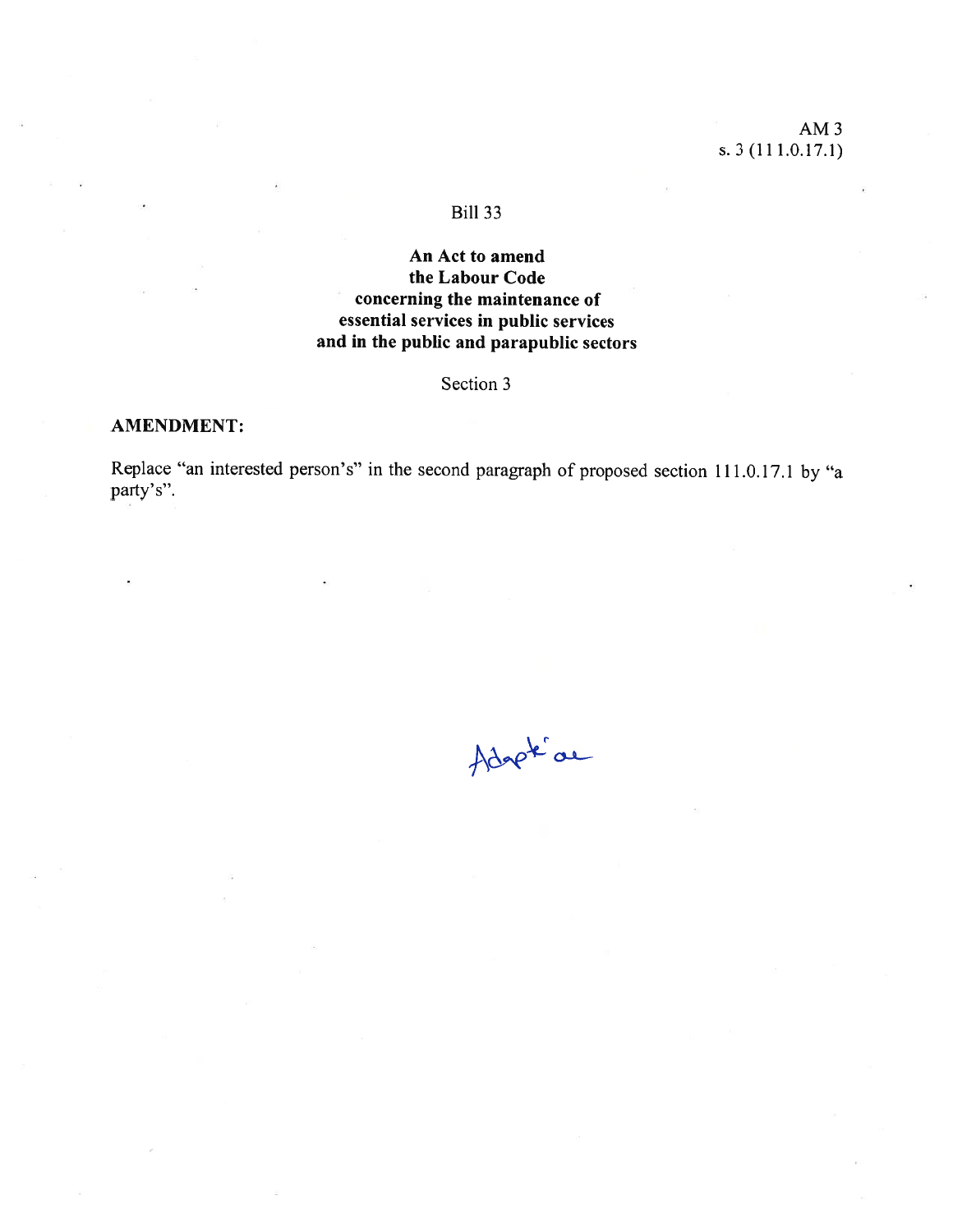AM 3
s. 3 (111.0.17.1)

Bill 33

**An Act to amend**
**the Labour Code**
**concerning the maintenance of**
**essential services in public services**
**and in the public and parapublic sectors**

Section 3

**AMENDMENT:**

Replace "an interested person's" in the second paragraph of proposed section 111.0.17.1 by "a party's".

Adopté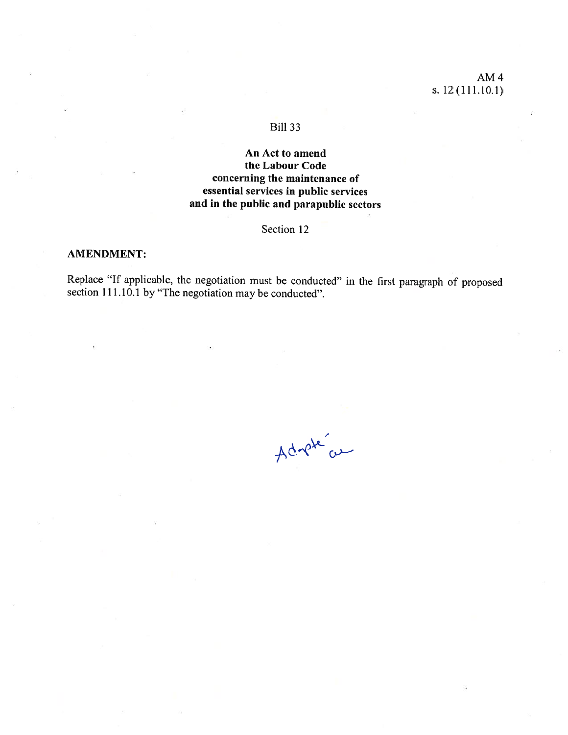AM 4
s. 12 (111.10.1)

Bill 33

**An Act to amend the Labour Code concerning the maintenance of essential services in public services and in the public and parapublic sectors**

Section 12

**AMENDMENT:**

Replace "If applicable, the negotiation must be conducted" in the first paragraph of proposed section 111.10.1 by "The negotiation may be conducted".

Adopté ae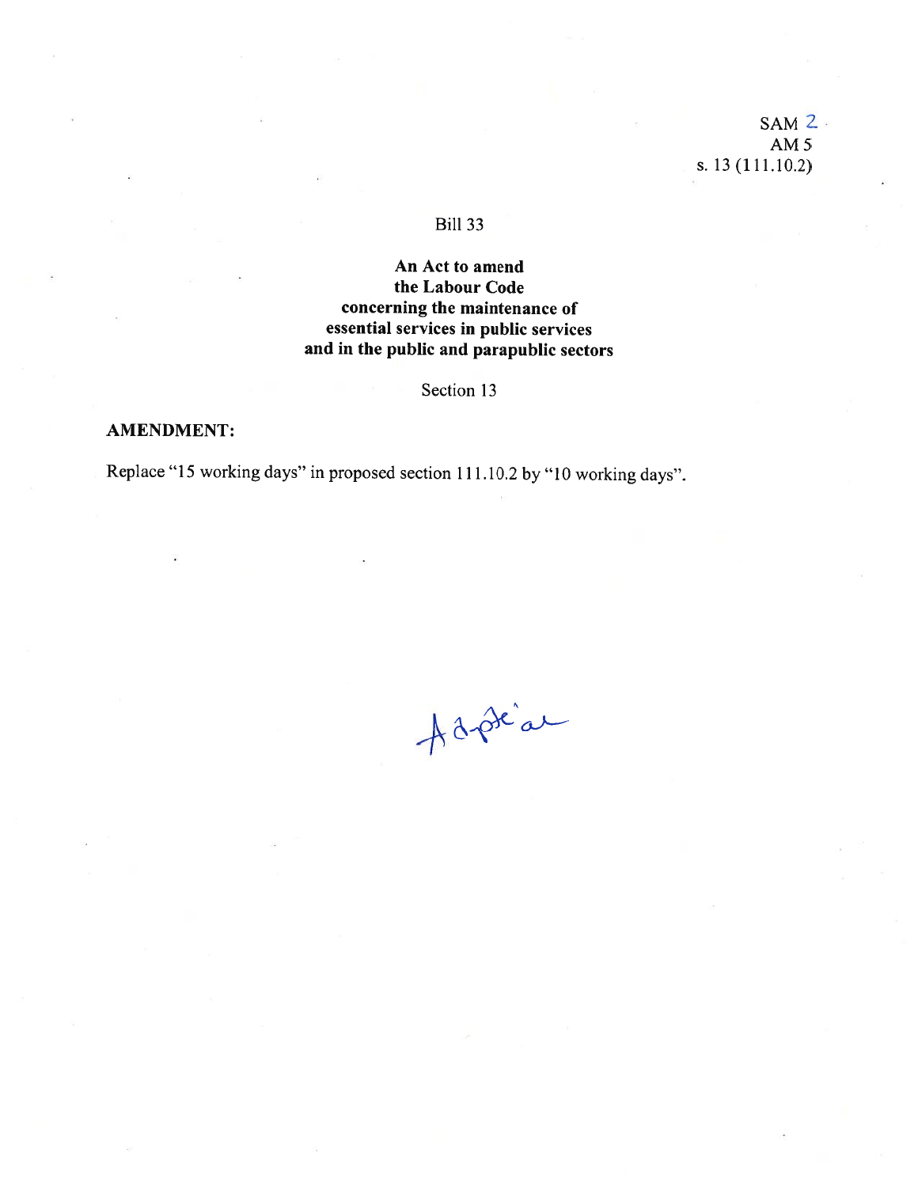SAM 2
AM 5
s. 13 (111.10.2)

Bill 33

**An Act to amend the Labour Code concerning the maintenance of essential services in public services and in the public and parapublic sectors**

Section 13

**AMENDMENT:**

Replace "15 working days" in proposed section 111.10.2 by "10 working days".

Adopté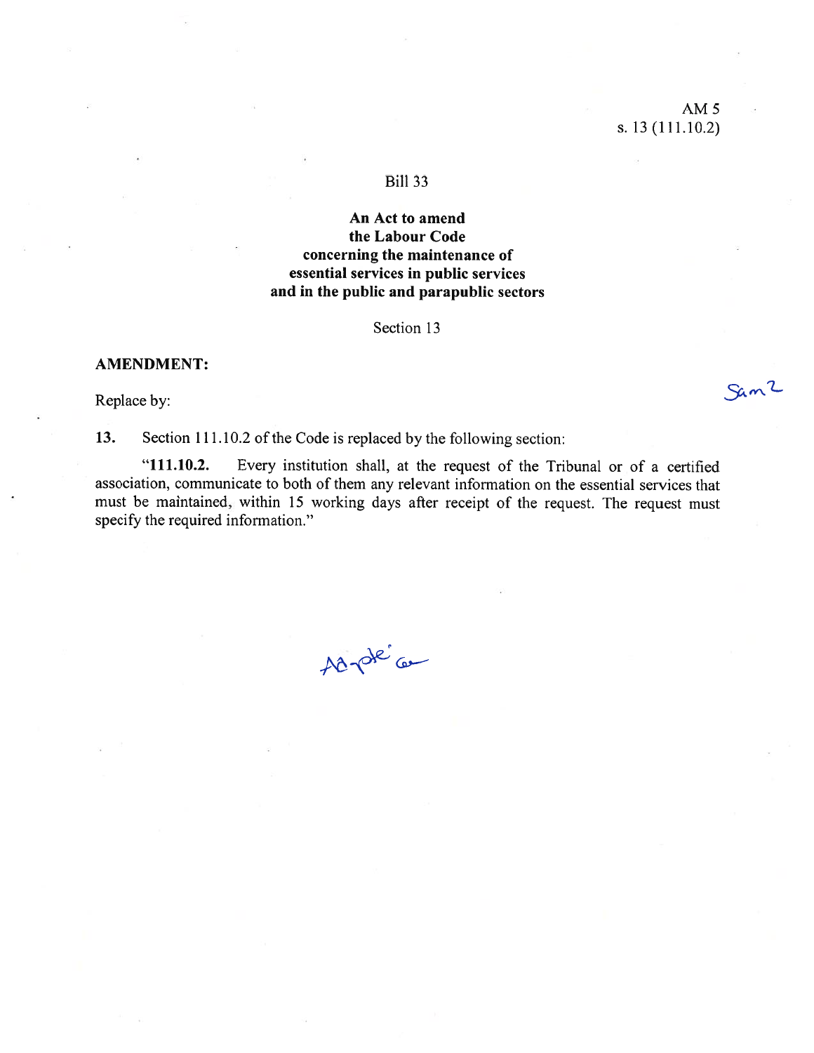AM 5
s. 13 (111.10.2)

Bill 33

**An Act to amend the Labour Code concerning the maintenance of essential services in public services and in the public and parapublic sectors**

Section 13

**AMENDMENT:**

Replace by:

**13.** Section 111.10.2 of the Code is replaced by the following section:

"**111.10.2.** Every institution shall, at the request of the Tribunal or of a certified association, communicate to both of them any relevant information on the essential services that must be maintained, within 15 working days after receipt of the request. The request must specify the required information."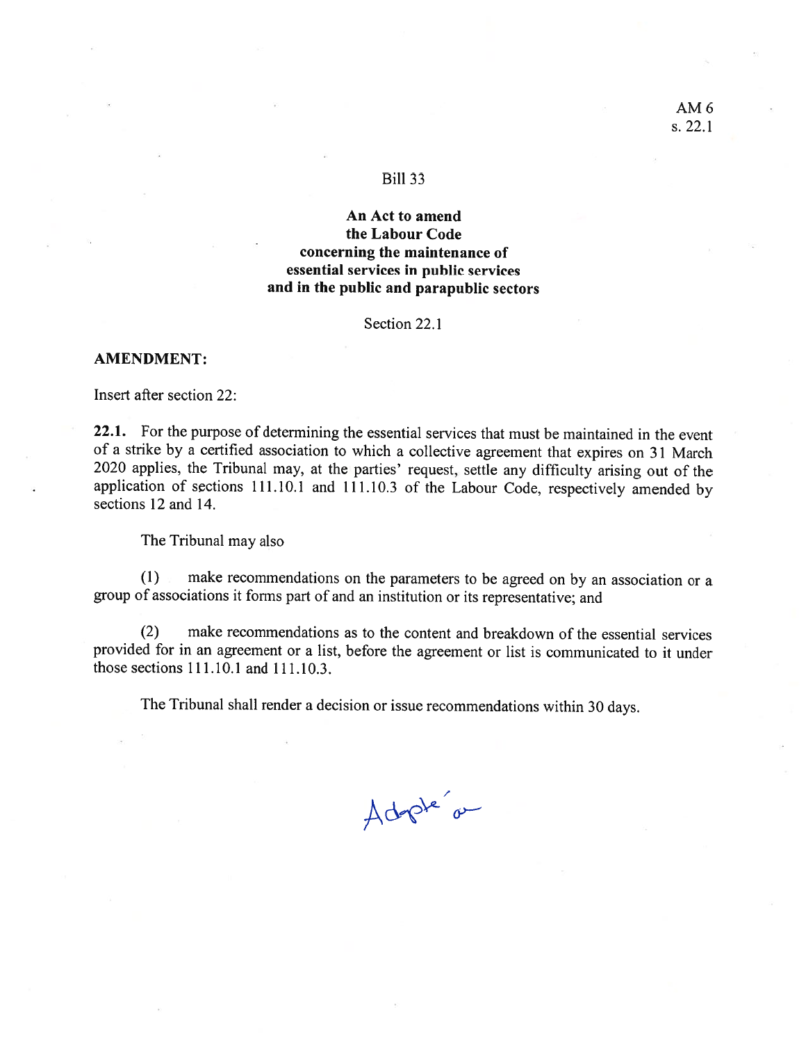AM 6
s. 22.1

Bill 33

**An Act to amend the Labour Code concerning the maintenance of essential services in public services and in the public and parapublic sectors**

Section 22.1

**AMENDMENT:**

Insert after section 22:

**22.1.** For the purpose of determining the essential services that must be maintained in the event of a strike by a certified association to which a collective agreement that expires on 31 March 2020 applies, the Tribunal may, at the parties' request, settle any difficulty arising out of the application of sections 111.10.1 and 111.10.3 of the Labour Code, respectively amended by sections 12 and 14.

The Tribunal may also

(1) make recommendations on the parameters to be agreed on by an association or a group of associations it forms part of and an institution or its representative; and

(2) make recommendations as to the content and breakdown of the essential services provided for in an agreement or a list, before the agreement or list is communicated to it under those sections 111.10.1 and 111.10.3.

The Tribunal shall render a decision or issue recommendations within 30 days.

Adopté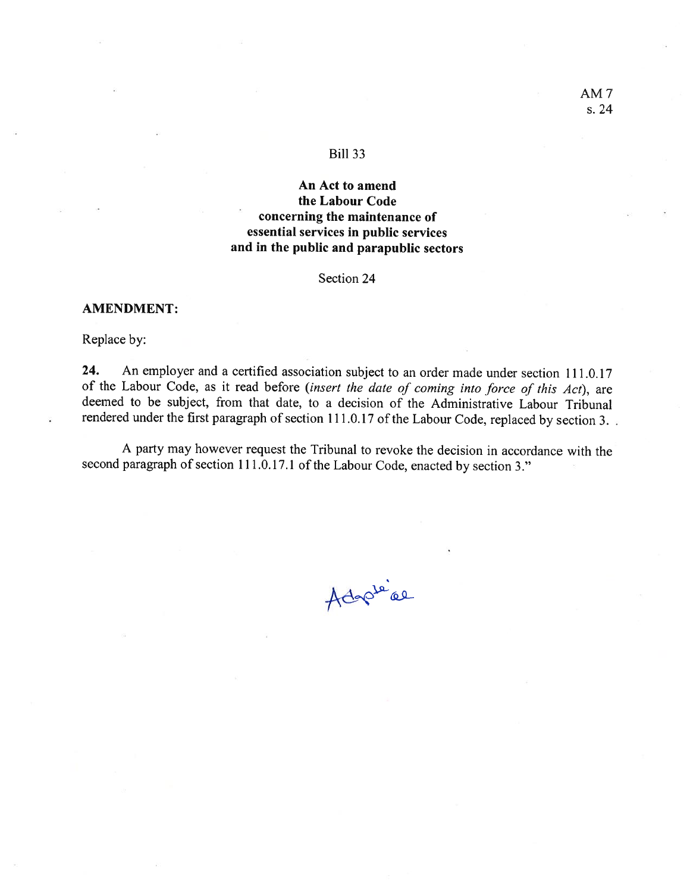AM 7
s. 24

Bill 33

**An Act to amend the Labour Code concerning the maintenance of essential services in public services and in the public and parapublic sectors**

Section 24

**AMENDMENT:**

Replace by:

**24.** An employer and a certified association subject to an order made under section 111.0.17 of the Labour Code, as it read before (*insert the date of coming into force of this Act*), are deemed to be subject, from that date, to a decision of the Administrative Labour Tribunal rendered under the first paragraph of section 111.0.17 of the Labour Code, replaced by section 3. .

A party may however request the Tribunal to revoke the decision in accordance with the second paragraph of section 111.0.17.1 of the Labour Code, enacted by section 3."

Adoptée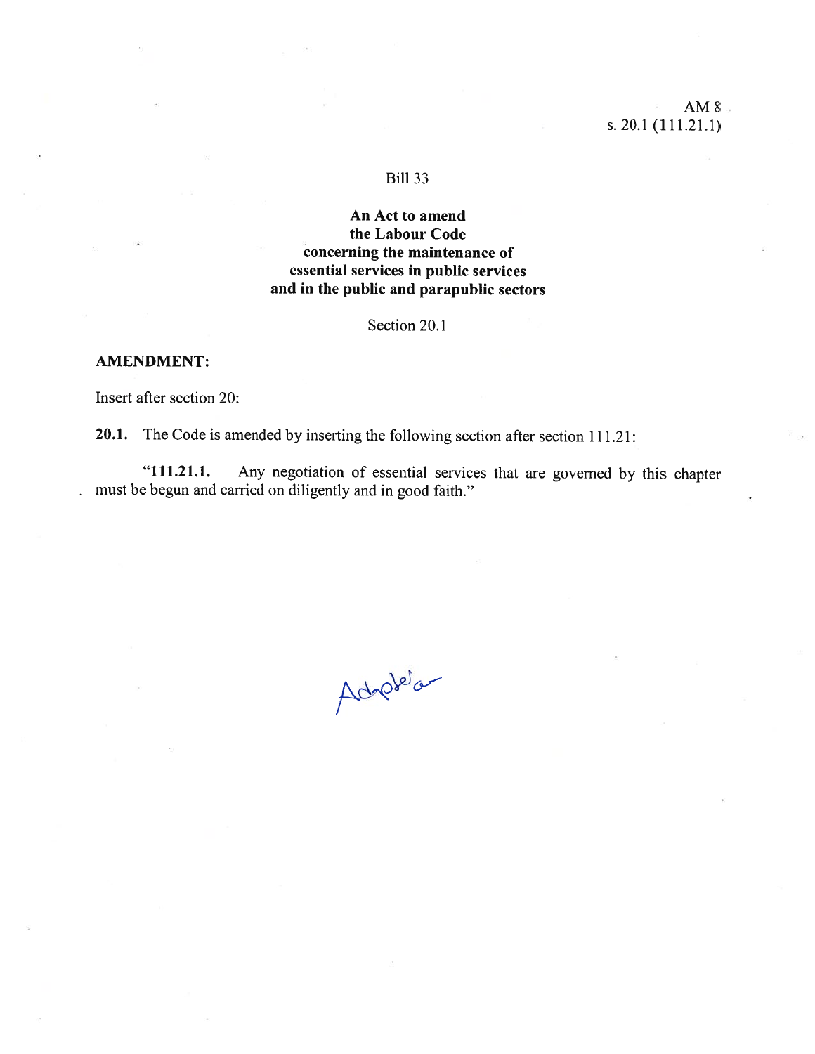AM 8
s. 20.1 (111.21.1)

Bill 33

**An Act to amend the Labour Code concerning the maintenance of essential services in public services and in the public and parapublic sectors**

Section 20.1

**AMENDMENT:**

Insert after section 20:

**20.1.** The Code is amended by inserting the following section after section 111.21:

"**111.21.1.** Any negotiation of essential services that are governed by this chapter must be begun and carried on diligently and in good faith."

Adopté